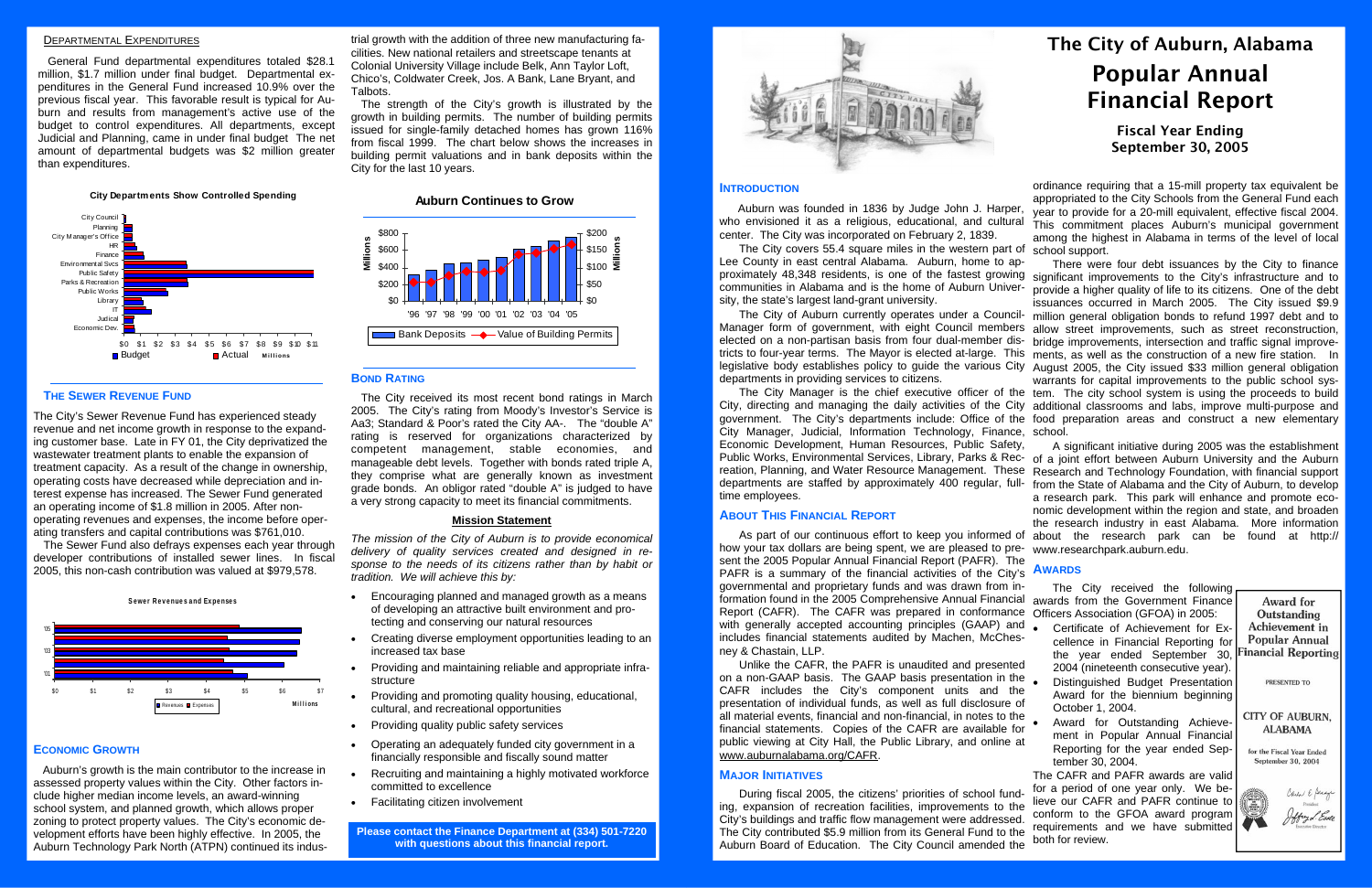# The City of Auburn, Alabama

# Popular Annual Financial Report

### Fiscal Year Ending September 30, 2005

## Introduction

Auburn was founded in 1836 by Judge John J. Harper, who envisioned it as a religious, educational, and cultural center. The City was incorporated on February 2, 1839.

The City covers 55.4 square miles in the western part of Lee County in east central Alabama. Auburn, home to approximately 48,348 residents, is one of the fastest growing communities in Alabama and is the home of Auburn University, the state's largest land-grant university.

The City of Auburn currently operates under a Council-Manager form of government, with eight Council members elected on a non-partisan basis from four dual-member districts to four-year terms. The Mayor is elected at-large. This legislative body establishes policy to guide the various City departments in providing services to citizens.

The City Manager is the chief executive officer of the City, directing and managing the daily activities of the City government. The City's departments include: Office of the City Manager, Judicial, Information Technology, Finance, Economic Development, Human Resources, Public Safety, Public Works, Environmental Services, Library, Parks & Recreation, Planning, and Water Resource Management. These departments are staffed by approximately 400 regular, full-time employees.

## About This Financial Report

As part of our continuous effort to keep you informed of how your tax dollars are being spent, we are pleased to present the 2005 Popular Annual Financial Report (PAFR). The PAFR is a summary of the financial activities of the City's governmental and proprietary funds and was drawn from information found in the 2005 Comprehensive Annual Financial Report (CAFR). The CAFR was prepared in conformance with generally accepted accounting principles (GAAP) and includes financial statements audited by Machen, McChesney & Chastain, LLP.

Unlike the CAFR, the PAFR is unaudited and presented on a non-GAAP basis. The GAAP basis presentation in the CAFR includes the City's component units and the presentation of individual funds, as well as full disclosure of all material events, financial and non-financial, in notes to the financial statements. Copies of the CAFR are available for public viewing at City Hall, the Public Library, and online at www.auburnalabama.org/CAFR.

## Major Initiatives

During fiscal 2005, the citizens' priorities of school funding, expansion of recreation facilities, improvements to the City's buildings and traffic flow management were addressed. The City contributed $5.9 million from its General Fund to the Auburn Board of Education. The City Council amended the ordinance requiring that a 15-mill property tax equivalent be appropriated to the City Schools from the General Fund each year to provide for a 20-mill equivalent, effective fiscal 2004. This commitment places Auburn's municipal government among the highest in Alabama in terms of the level of local school support.

There were four debt issuances by the City to finance significant improvements to the City's infrastructure and to provide a higher quality of life to its citizens. One of the debt issuances occurred in March 2005. The City issued $9.9 million general obligation bonds to refund 1997 debt and to allow street improvements, such as street reconstruction, bridge improvements, intersection and traffic signal improvements, as well as the construction of a new fire station. In August 2005, the City issued $33 million general obligation warrants for capital improvements to the public school system. The city school system is using the proceeds to build additional classrooms and labs, improve multi-purpose and food preparation areas and construct a new elementary school.

A significant initiative during 2005 was the establishment of a joint effort between Auburn University and the Auburn Research and Technology Foundation, with financial support from the State of Alabama and the City of Auburn, to develop a research park. This park will enhance and promote economic development within the region and state, and broaden the research industry in east Alabama. More information about the research park can be found at http://www.researchpark.auburn.edu.

## Awards

The City received the following awards from the Government Finance Officers Association (GFOA) in 2005:

- Certificate of Achievement for Excellence in Financial Reporting for the year ended September 30, 2004 (nineteenth consecutive year).
- Distinguished Budget Presentation Award for the biennium beginning October 1, 2004.
- Award for Outstanding Achievement in Popular Annual Financial Reporting for the year ended September 30, 2004.

**Award for Outstanding Achievement in Popular Annual Financial Reporting**

PRESENTED TO

CITY OF AUBURN, ALABAMA

for the Fiscal Year Ended September 30, 2004

President

Executive Director

The CAFR and PAFR awards are valid for a period of one year only. We believe our CAFR and PAFR continue to conform to the GFOA award program requirements and we have submitted both for review.

## Departmental Expenditures

General Fund departmental expenditures totaled $28.1 million, $1.7 million under final budget. Departmental expenditures in the General Fund increased 10.9% over the previous fiscal year. This favorable result is typical for Auburn and results from management's active use of the budget to control expenditures. All departments, except Judicial and Planning, came in under final budget. The net amount of departmental budgets was $2 million greater than expenditures.

**City Departments Show Controlled Spending**

(Chart: Budget vs. Actual, in millions, for City Council, Planning, City Manager's Office, HR, Finance, Environmental Svcs, Public Safety, Parks & Recreation, Public Works, Library, IT, Judical, Economic Dev.)

## The Sewer Revenue Fund

The City's Sewer Revenue Fund has experienced steady revenue and net income growth in response to the expanding customer base. Late in FY 01, the City deprivatized the wastewater treatment plants to enable the expansion of treatment capacity. As a result of the change in ownership, operating costs have decreased while depreciation and interest expense has increased. The Sewer Fund generated an operating income of $1.8 million in 2005. After non-operating revenues and expenses, the income before operating transfers and capital contributions was $761,010.

The Sewer Fund also defrays expenses each year through developer contributions of installed sewer lines. In fiscal 2005, this non-cash contribution was valued at $979,578.

**Sewer Revenues and Expenses**

(Chart: Revenues and Expenses, in millions, '01–'05)

## Economic Growth

Auburn's growth is the main contributor to the increase in assessed property values within the City. Other factors include higher median income levels, an award-winning school system, and planned growth, which allows proper zoning to protect property values. The City's economic development efforts have been highly effective. In 2005, the Auburn Technology Park North (ATPN) continued its industrial growth with the addition of three new manufacturing facilities. New national retailers and streetscape tenants at Colonial University Village include Belk, Ann Taylor Loft, Chico's, Coldwater Creek, Jos. A Bank, Lane Bryant, and Talbots.

The strength of the City's growth is illustrated by the growth in building permits. The number of building permits issued for single-family detached homes has grown 116% from fiscal 1999. The chart below shows the increases in building permit valuations and in bank deposits within the City for the last 10 years.

**Auburn Continues to Grow**

(Chart: Bank Deposits and Value of Building Permits, in millions, '96–'05)

## Bond Rating

The City received its most recent bond ratings in March 2005. The City's rating from Moody's Investor's Service is Aa3; Standard & Poor's rated the City AA-. The "double A" rating is reserved for organizations characterized by competent management, stable economies, and manageable debt levels. Together with bonds rated triple A, they comprise what are generally known as investment grade bonds. An obligor rated "double A" is judged to have a very strong capacity to meet its financial commitments.

### Mission Statement

*The mission of the City of Auburn is to provide economical delivery of quality services created and designed in response to the needs of its citizens rather than by habit or tradition. We will achieve this by:*

- Encouraging planned and managed growth as a means of developing an attractive built environment and protecting and conserving our natural resources
- Creating diverse employment opportunities leading to an increased tax base
- Providing and maintaining reliable and appropriate infrastructure
- Providing and promoting quality housing, educational, cultural, and recreational opportunities
- Providing quality public safety services
- Operating an adequately funded city government in a financially responsible and fiscally sound matter
- Recruiting and maintaining a highly motivated workforce committed to excellence
- Facilitating citizen involvement

**Please contact the Finance Department at (334) 501-7220 with questions about this financial report.**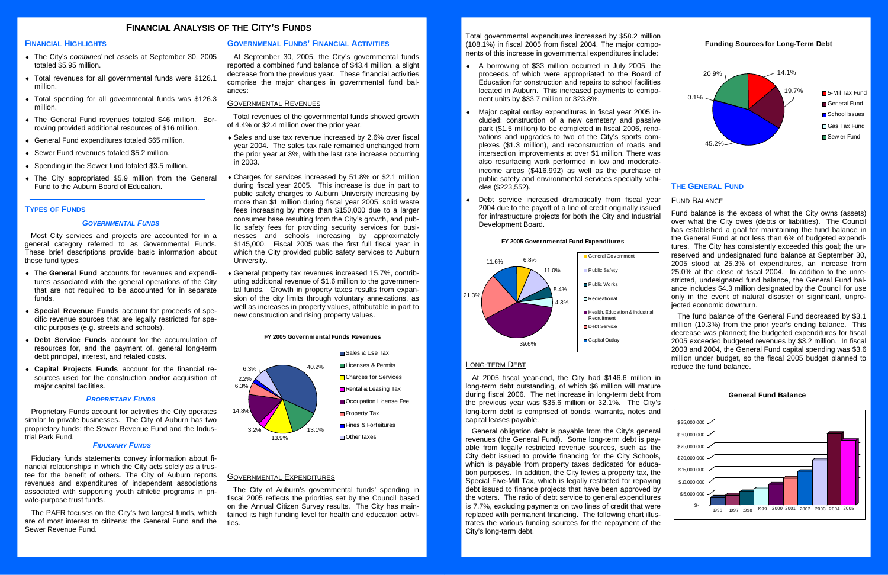# FINANCIAL ANALYSIS OF THE CITY'S FUNDS

## FINANCIAL HIGHLIGHTS

- The City's *combined* net assets at September 30, 2005 totaled $5.95 million.
- Total revenues for all governmental funds were $126.1 million.
- Total spending for all governmental funds was $126.3 million.
- The General Fund revenues totaled $46 million. Borrowing provided additional resources of $16 million.
- General Fund expenditures totaled $65 million.
- Sewer Fund revenues totaled $5.2 million.
- Spending in the Sewer fund totaled $3.5 million.
- The City appropriated $5.9 million from the General Fund to the Auburn Board of Education.

## TYPES OF FUNDS

### *GOVERNMENTAL FUNDS*

Most City services and projects are accounted for in a general category referred to as Governmental Funds. These brief descriptions provide basic information about these fund types.

- The **General Fund** accounts for revenues and expenditures associated with the general operations of the City that are not required to be accounted for in separate funds.
- **Special Revenue Funds** account for proceeds of specific revenue sources that are legally restricted for specific purposes (e.g. streets and schools).
- **Debt Service Funds** account for the accumulation of resources for, and the payment of, general long-term debt principal, interest, and related costs.
- **Capital Projects Funds** account for the financial resources used for the construction and/or acquisition of major capital facilities.

### *PROPRIETARY FUNDS*

Proprietary Funds account for activities the City operates similar to private businesses. The City of Auburn has two proprietary funds: the Sewer Revenue Fund and the Industrial Park Fund.

### *FIDUCIARY FUNDS*

Fiduciary funds statements convey information about financial relationships in which the City acts solely as a trustee for the benefit of others. The City of Auburn reports revenues and expenditures of independent associations associated with supporting youth athletic programs in private-purpose trust funds.

The PAFR focuses on the City's two largest funds, which are of most interest to citizens: the General Fund and the Sewer Revenue Fund.

## GOVERNMENTAL FUNDS' FINANCIAL ACTIVITIES

At September 30, 2005, the City's governmental funds reported a combined fund balance of $43.4 million, a slight decrease from the previous year. These financial activities comprise the major changes in governmental fund balances:

### GOVERNMENTAL REVENUES

Total revenues of the governmental funds showed growth of 4.4% or $2.4 million over the prior year.

- Sales and use tax revenue increased by 2.6% over fiscal year 2004. The sales tax rate remained unchanged from the prior year at 3%, with the last rate increase occurring in 2003.
- Charges for services increased by 51.8% or $2.1 million during fiscal year 2005. This increase is due in part to public safety charges to Auburn University increasing by more than $1 million during fiscal year 2005, solid waste fees increasing by more than $150,000 due to a larger consumer base resulting from the City's growth, and public safety fees for providing security services for businesses and schools increasing by approximately $145,000. Fiscal 2005 was the first full fiscal year in which the City provided public safety services to Auburn University.
- General property tax revenues increased 15.7%, contributing additional revenue of $1.6 million to the governmental funds. Growth in property taxes results from expansion of the city limits through voluntary annexations, as well as increases in property values, attributable in part to new construction and rising property values.

**FY 2005 Governmental Funds Revenues**

40.2%
13.1%
13.9%
3.2%
14.8%
6.3%
2.2%
6.3%

Sales & Use Tax
Licenses & Permits
Charges for Services
Rental & Leasing Tax
Occupation License Fee
Property Tax
Fines & Forfeitures
Other taxes

### GOVERNMENTAL EXPENDITURES

The City of Auburn's governmental funds' spending in fiscal 2005 reflects the priorities set by the Council based on the Annual Citizen Survey results. The City has maintained its high funding level for health and education activities.

Total governmental expenditures increased by $58.2 million (108.1%) in fiscal 2005 from fiscal 2004. The major components of this increase in governmental expenditures include:

- A borrowing of $33 million occurred in July 2005, the proceeds of which were appropriated to the Board of Education for construction and repairs to school facilities located in Auburn. This increased payments to component units by $33.7 million or 323.8%.
- Major capital outlay expenditures in fiscal year 2005 included: construction of a new cemetery and passive park ($1.5 million) to be completed in fiscal 2006, renovations and upgrades to two of the City's sports complexes ($1.3 million), and reconstruction of roads and intersection improvements at over $1 million. There was also resurfacing work performed in low and moderate-income areas ($416,992) as well as the purchase of public safety and environmental services specialty vehicles ($223,552).
- Debt service increased dramatically from fiscal year 2004 due to the payoff of a line of credit originally issued for infrastructure projects for both the City and Industrial Development Board.

**FY 2005 Governmental Fund Expenditures**

6.8%
11.0%
5.4%
4.3%
39.6%
21.3%
11.6%

General Government
Public Safety
Public Works
Recreational
Health, Education & Industrial Recruitment
Debt Service
Capital Outlay

### LONG-TERM DEBT

At 2005 fiscal year-end, the City had $146.6 million in long-term debt outstanding, of which $6 million will mature during fiscal 2006. The net increase in long-term debt from the previous year was $35.6 million or 32.1%. The City's long-term debt is comprised of bonds, warrants, notes and capital leases payable.

General obligation debt is payable from the City's general revenues (the General Fund). Some long-term debt is payable from legally restricted revenue sources, such as the City debt issued to provide financing for the City Schools, which is payable from property taxes dedicated for education purposes. In addition, the City levies a property tax, the Special Five-Mill Tax, which is legally restricted for repaying debt issued to finance projects that have been approved by the voters. The ratio of debt service to general expenditures is 7.7%, excluding payments on two lines of credit that were replaced with permanent financing. The following chart illustrates the various funding sources for the repayment of the City's long-term debt.

**Funding Sources for Long-Term Debt**

14.1%
19.7%
45.2%
0.1%
20.9%

5-Mill Tax Fund
General Fund
School Issues
Gas Tax Fund
Sewer Fund

## THE GENERAL FUND

### FUND BALANCE

Fund balance is the excess of what the City owns (assets) over what the City owes (debts or liabilities). The Council has established a goal for maintaining the fund balance in the General Fund at not less than 6% of budgeted expenditures. The City has consistently exceeded this goal; the unreserved and undesignated fund balance at September 30, 2005 stood at 25.3% of expenditures, an increase from 25.0% at the close of fiscal 2004. In addition to the unrestricted, undesignated fund balance, the General Fund balance includes $4.3 million designated by the Council for use only in the event of natural disaster or significant, unprojected economic downturn.

The fund balance of the General Fund decreased by $3.1 million (10.3%) from the prior year's ending balance. This decrease was planned; the budgeted expenditures for fiscal 2005 exceeded budgeted revenues by $3.2 million. In fiscal 2003 and 2004, the General Fund capital spending was $3.6 million under budget, so the fiscal 2005 budget planned to reduce the fund balance.

**General Fund Balance**

$35,000,000
$30,000,000
$25,000,000
$20,000,000
$15,000,000
$10,000,000
$5,000,000
$-

1996 1997 1998 1999 2000 2001 2002 2003 2004 2005